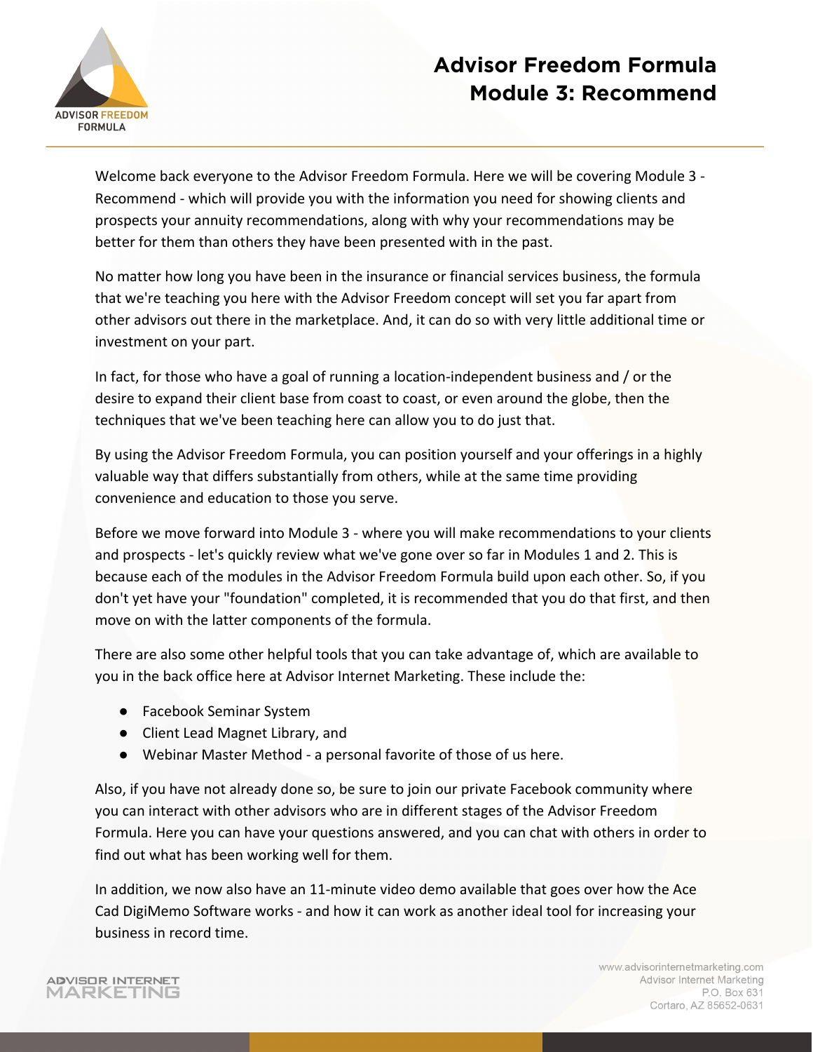# Advisor Freedom Formula
## Module 3: Recommend

Welcome back everyone to the Advisor Freedom Formula. Here we will be covering Module 3 - Recommend - which will provide you with the information you need for showing clients and prospects your annuity recommendations, along with why your recommendations may be better for them than others they have been presented with in the past.

No matter how long you have been in the insurance or financial services business, the formula that we're teaching you here with the Advisor Freedom concept will set you far apart from other advisors out there in the marketplace. And, it can do so with very little additional time or investment on your part.

In fact, for those who have a goal of running a location-independent business and / or the desire to expand their client base from coast to coast, or even around the globe, then the techniques that we've been teaching here can allow you to do just that.

By using the Advisor Freedom Formula, you can position yourself and your offerings in a highly valuable way that differs substantially from others, while at the same time providing convenience and education to those you serve.

Before we move forward into Module 3 - where you will make recommendations to your clients and prospects - let's quickly review what we've gone over so far in Modules 1 and 2. This is because each of the modules in the Advisor Freedom Formula build upon each other. So, if you don't yet have your "foundation" completed, it is recommended that you do that first, and then move on with the latter components of the formula.

There are also some other helpful tools that you can take advantage of, which are available to you in the back office here at Advisor Internet Marketing. These include the:

- Facebook Seminar System
- Client Lead Magnet Library, and
- Webinar Master Method - a personal favorite of those of us here.

Also, if you have not already done so, be sure to join our private Facebook community where you can interact with other advisors who are in different stages of the Advisor Freedom Formula. Here you can have your questions answered, and you can chat with others in order to find out what has been working well for them.

In addition, we now also have an 11-minute video demo available that goes over how the Ace Cad DigiMemo Software works - and how it can work as another ideal tool for increasing your business in record time.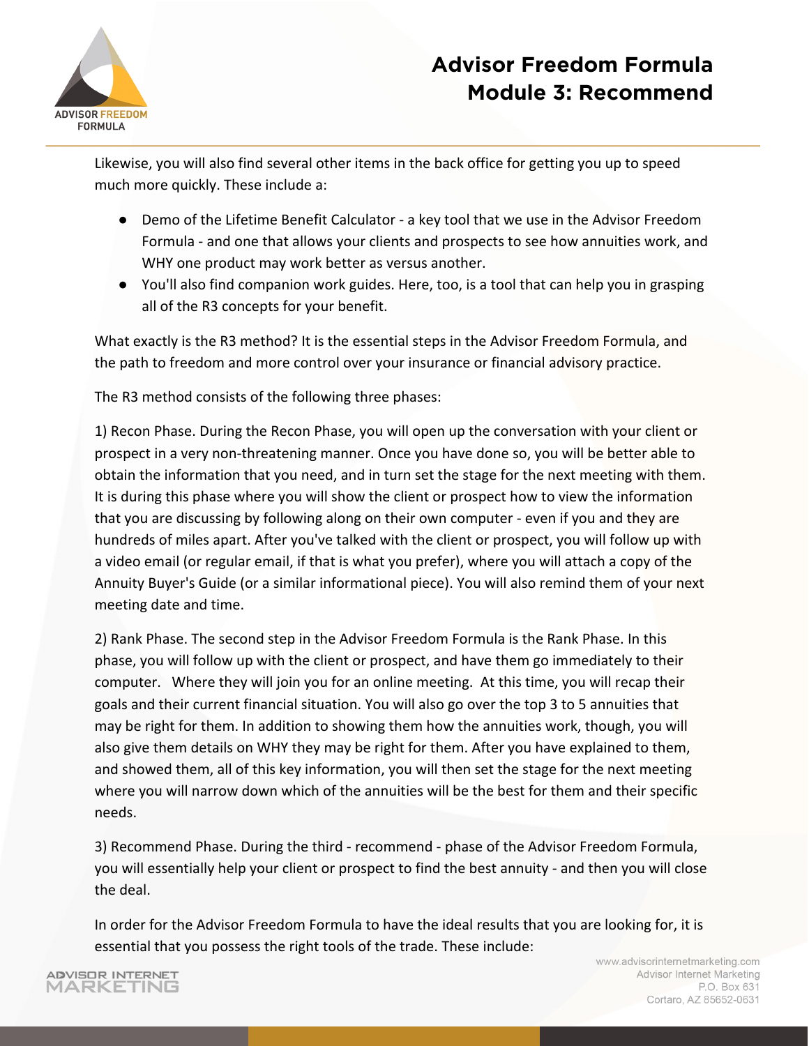Likewise, you will also find several other items in the back office for getting you up to speed much more quickly. These include a:

- Demo of the Lifetime Benefit Calculator - a key tool that we use in the Advisor Freedom Formula - and one that allows your clients and prospects to see how annuities work, and WHY one product may work better as versus another.
- You'll also find companion work guides. Here, too, is a tool that can help you in grasping all of the R3 concepts for your benefit.

What exactly is the R3 method? It is the essential steps in the Advisor Freedom Formula, and the path to freedom and more control over your insurance or financial advisory practice.

The R3 method consists of the following three phases:

1) Recon Phase. During the Recon Phase, you will open up the conversation with your client or prospect in a very non-threatening manner. Once you have done so, you will be better able to obtain the information that you need, and in turn set the stage for the next meeting with them. It is during this phase where you will show the client or prospect how to view the information that you are discussing by following along on their own computer - even if you and they are hundreds of miles apart. After you've talked with the client or prospect, you will follow up with a video email (or regular email, if that is what you prefer), where you will attach a copy of the Annuity Buyer's Guide (or a similar informational piece). You will also remind them of your next meeting date and time.

2) Rank Phase. The second step in the Advisor Freedom Formula is the Rank Phase. In this phase, you will follow up with the client or prospect, and have them go immediately to their computer.  Where they will join you for an online meeting.  At this time, you will recap their goals and their current financial situation. You will also go over the top 3 to 5 annuities that may be right for them. In addition to showing them how the annuities work, though, you will also give them details on WHY they may be right for them. After you have explained to them, and showed them, all of this key information, you will then set the stage for the next meeting where you will narrow down which of the annuities will be the best for them and their specific needs.

3) Recommend Phase. During the third - recommend - phase of the Advisor Freedom Formula, you will essentially help your client or prospect to find the best annuity - and then you will close the deal.

In order for the Advisor Freedom Formula to have the ideal results that you are looking for, it is essential that you possess the right tools of the trade. These include: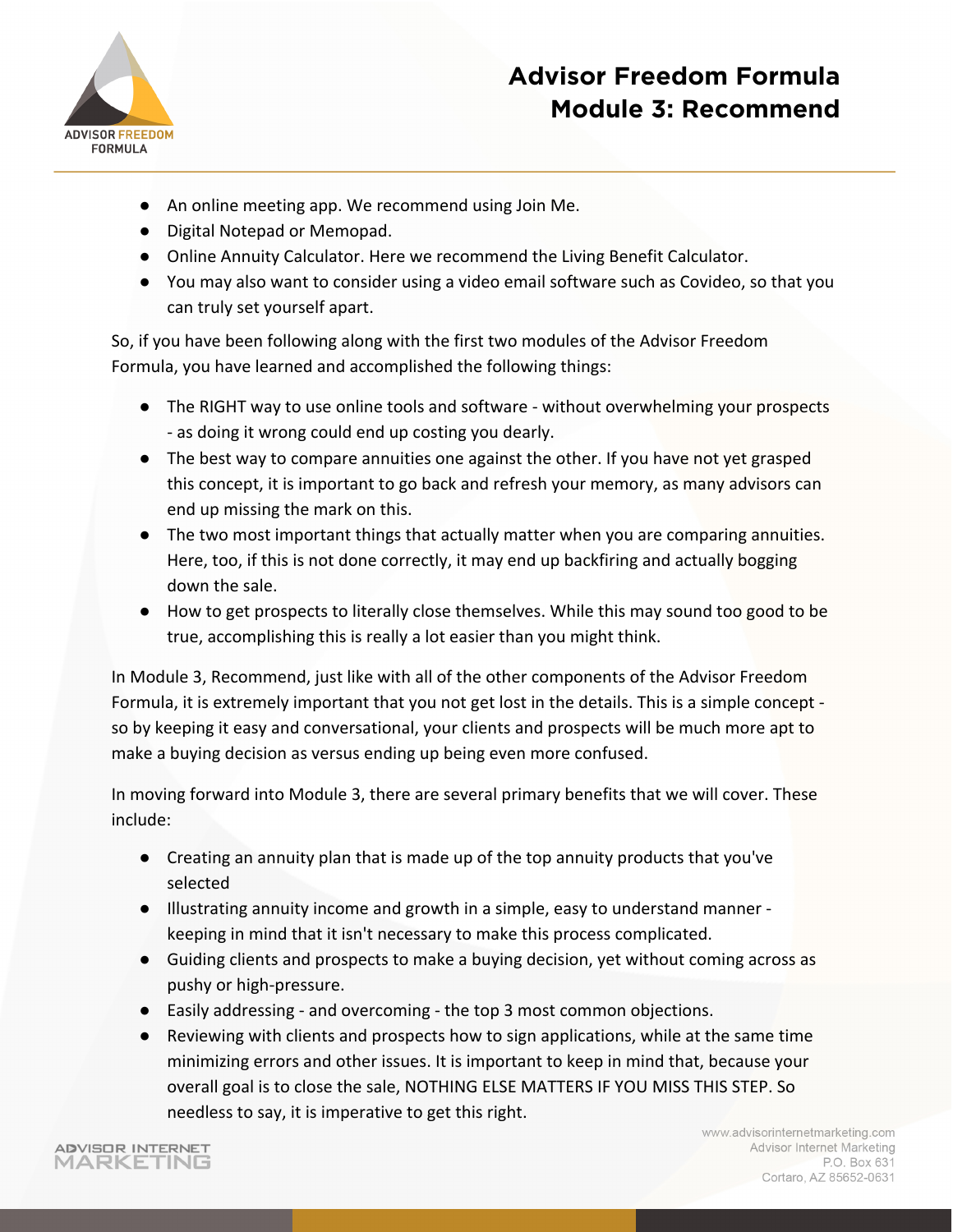- An online meeting app. We recommend using Join Me.
- Digital Notepad or Memopad.
- Online Annuity Calculator. Here we recommend the Living Benefit Calculator.
- You may also want to consider using a video email software such as Covideo, so that you can truly set yourself apart.

So, if you have been following along with the first two modules of the Advisor Freedom Formula, you have learned and accomplished the following things:

- The RIGHT way to use online tools and software - without overwhelming your prospects - as doing it wrong could end up costing you dearly.
- The best way to compare annuities one against the other. If you have not yet grasped this concept, it is important to go back and refresh your memory, as many advisors can end up missing the mark on this.
- The two most important things that actually matter when you are comparing annuities. Here, too, if this is not done correctly, it may end up backfiring and actually bogging down the sale.
- How to get prospects to literally close themselves. While this may sound too good to be true, accomplishing this is really a lot easier than you might think.

In Module 3, Recommend, just like with all of the other components of the Advisor Freedom Formula, it is extremely important that you not get lost in the details. This is a simple concept - so by keeping it easy and conversational, your clients and prospects will be much more apt to make a buying decision as versus ending up being even more confused.

In moving forward into Module 3, there are several primary benefits that we will cover. These include:

- Creating an annuity plan that is made up of the top annuity products that you've selected
- Illustrating annuity income and growth in a simple, easy to understand manner - keeping in mind that it isn't necessary to make this process complicated.
- Guiding clients and prospects to make a buying decision, yet without coming across as pushy or high-pressure.
- Easily addressing - and overcoming - the top 3 most common objections.
- Reviewing with clients and prospects how to sign applications, while at the same time minimizing errors and other issues. It is important to keep in mind that, because your overall goal is to close the sale, NOTHING ELSE MATTERS IF YOU MISS THIS STEP. So needless to say, it is imperative to get this right.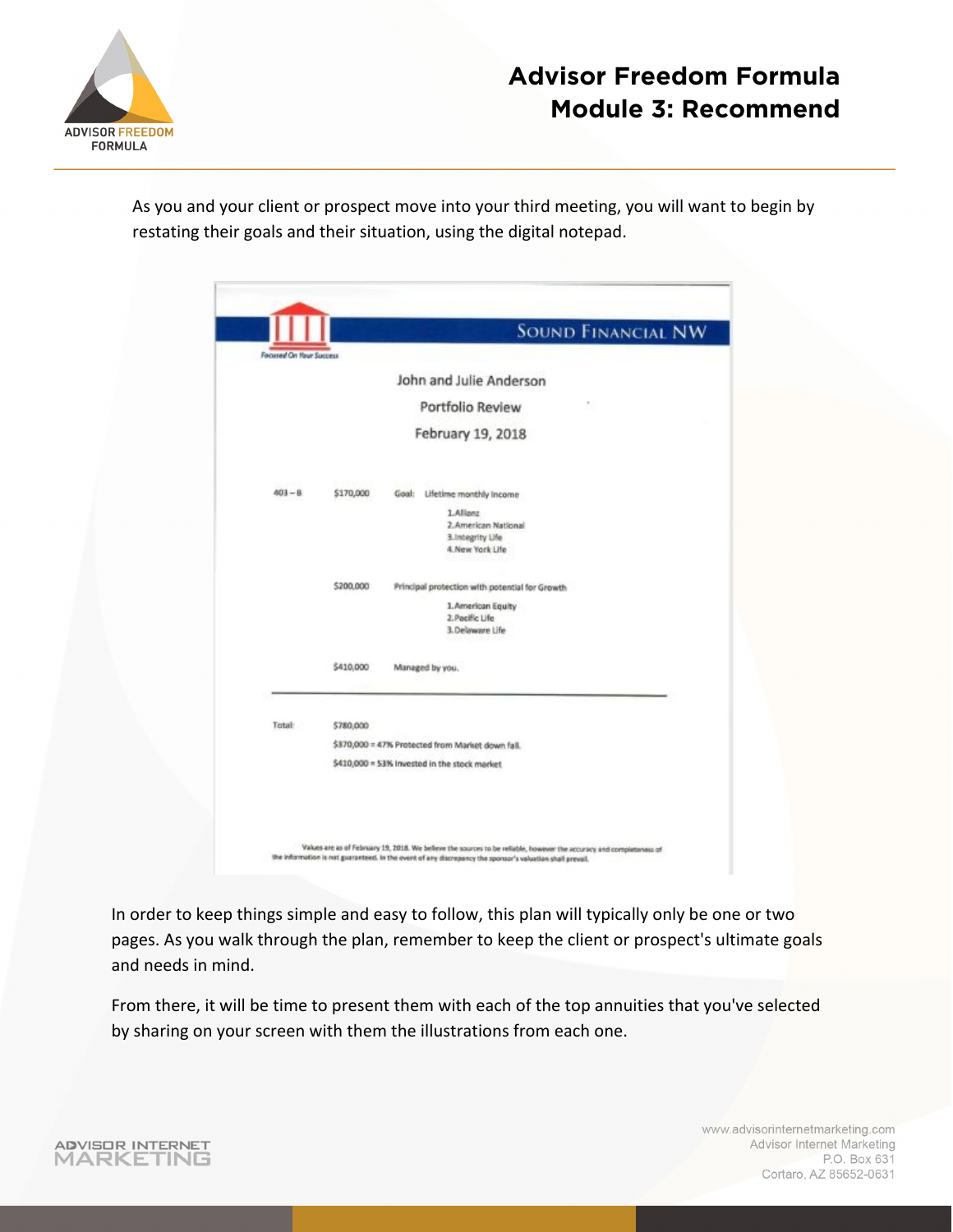As you and your client or prospect move into your third meeting, you will want to begin by restating their goals and their situation, using the digital notepad.

**Sound Financial NW**

*Focused On Your Success*

John and Julie Anderson

Portfolio Review

February 19, 2018

| | | |
|---|---|---|
| 403 – B | $170,000 | Goal: Lifetime monthly income<br>1. Allianz<br>2. American National<br>3. Integrity Life<br>4. New York Life |
| | $200,000 | Principal protection with potential for Growth<br>1. American Equity<br>2. Pacific Life<br>3. Delaware Life |
| | $410,000 | Managed by you. |
| Total: | $780,000 | |
| | $370,000 = 47% Protected from Market down fall. | |
| | $410,000 = 53% Invested in the stock market | |

Values are as of February 19, 2018. We believe the sources to be reliable, however the accuracy and completeness of the information is not guaranteed. In the event of any discrepancy the sponsor's valuation shall prevail.

In order to keep things simple and easy to follow, this plan will typically only be one or two pages. As you walk through the plan, remember to keep the client or prospect's ultimate goals and needs in mind.

From there, it will be time to present them with each of the top annuities that you've selected by sharing on your screen with them the illustrations from each one.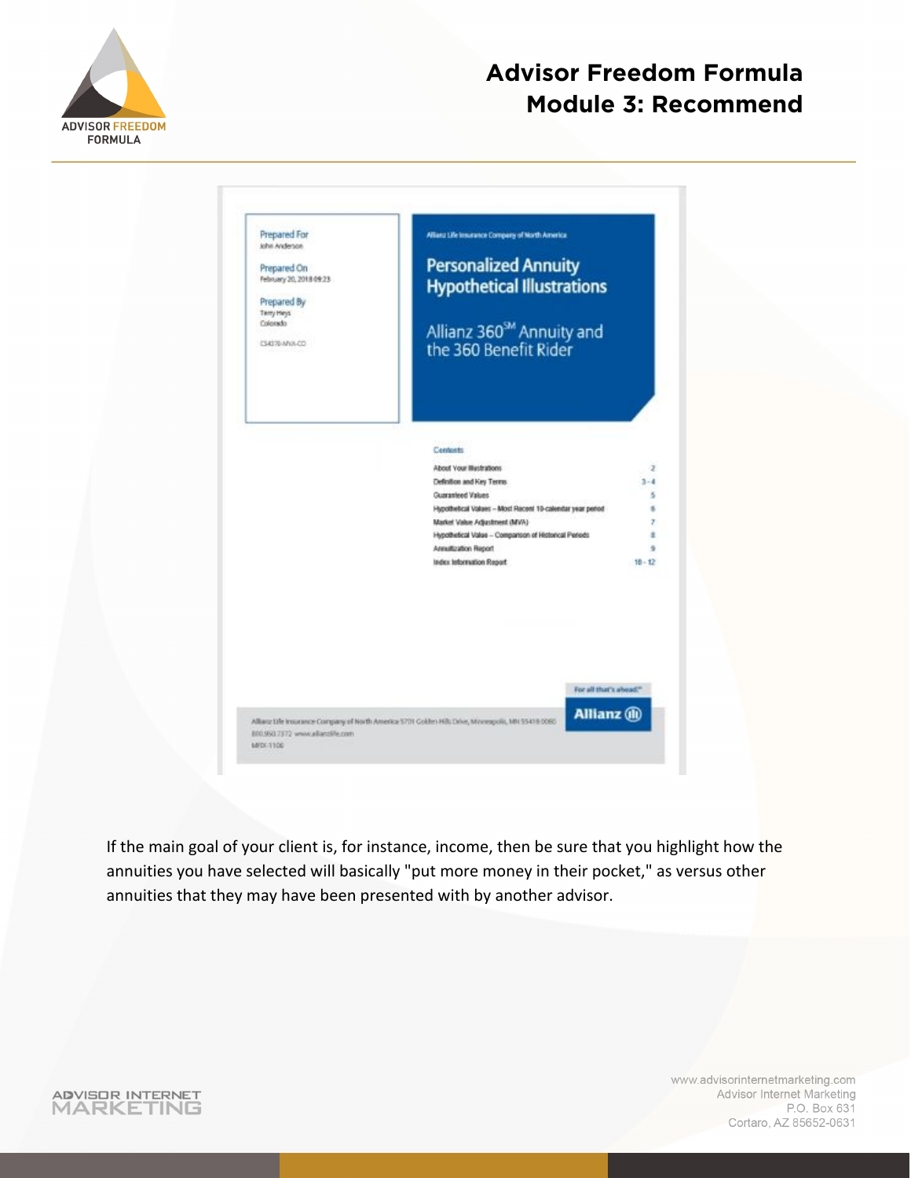Prepared For
John Anderson

Prepared On
February 20, 2018 09:23

Prepared By
Terry Heys
Colorado

C54370-MVA-CO

Allianz Life Insurance Company of North America

Personalized Annuity Hypothetical Illustrations

Allianz 360SM Annuity and the 360 Benefit Rider

Contents

| | |
|---|---|
| About Your Illustrations | 2 |
| Definition and Key Terms | 3 - 4 |
| Guaranteed Values | 5 |
| Hypothetical Values – Most Recent 10-calendar year period | 6 |
| Market Value Adjustment (MVA) | 7 |
| Hypothetical Value – Comparison of Historical Periods | 8 |
| Annuitization Report | 9 |
| Index Information Report | 10 - 12 |

For all that's ahead.SM

Allianz

Allianz Life Insurance Company of North America 5701 Golden Hills Drive, Minneapolis, MN 55416-0060
800.950.7372 www.allianzlife.com
MFIX-1106

If the main goal of your client is, for instance, income, then be sure that you highlight how the annuities you have selected will basically "put more money in their pocket," as versus other annuities that they may have been presented with by another advisor.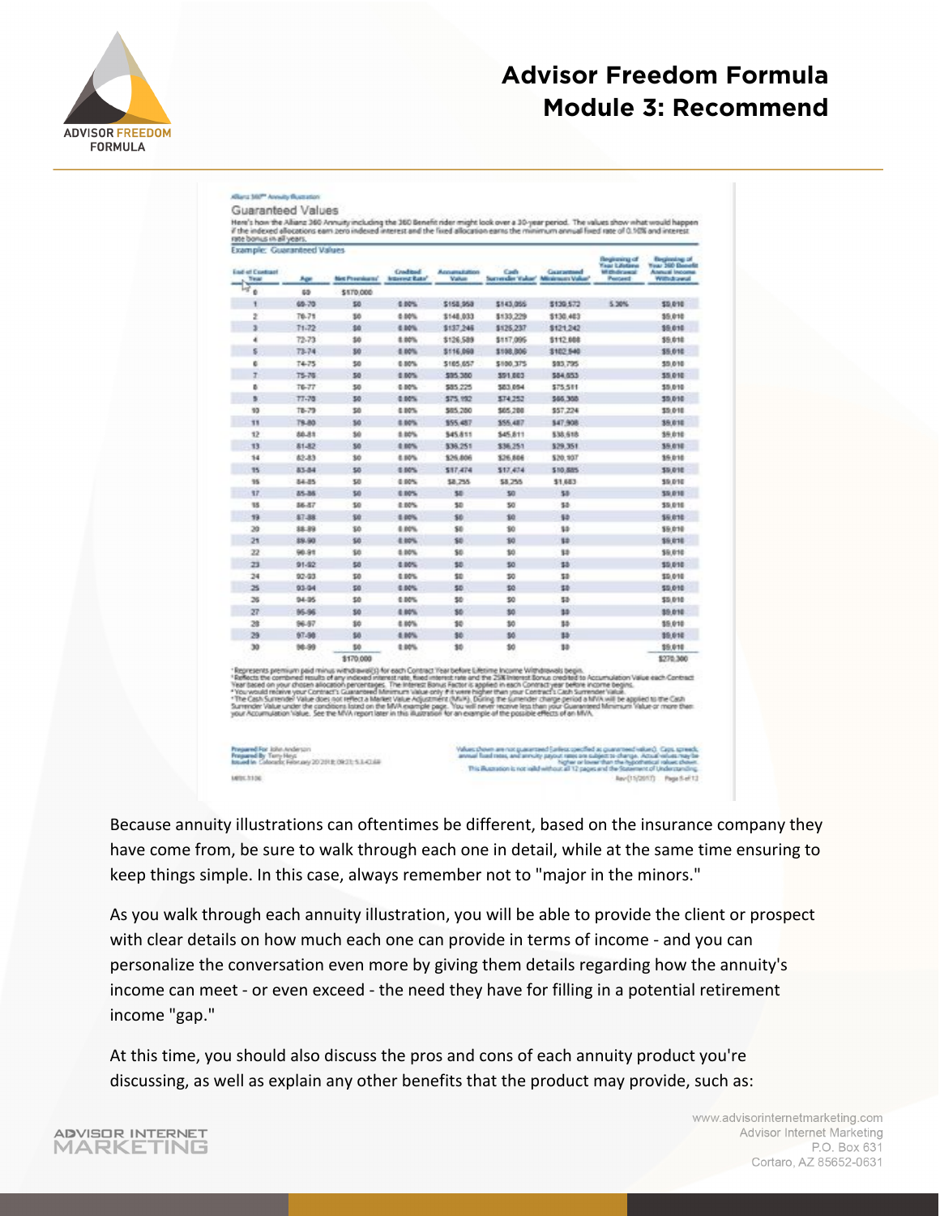Allianz 360℠ Annuity Illustration

## Guaranteed Values

Here's how the Allianz 360 Annuity including the 360 Benefit rider might look over a 30-year period. The values show what would happen if the indexed allocations earn zero indexed interest and the fixed allocation earns the minimum annual fixed rate of 0.10% and interest rate bonus in all years.

### Example: Guaranteed Values

| End of Contract Year | Age | Net Premiums[1] | Credited Interest Rate[2] | Accumulation Value | Cash Surrender Value[4] | Guaranteed Minimum Value[3] | Beginning of Year Lifetime Withdrawal Percent | Beginning of Year 360 Benefit Annual Income Withdrawal |
|---|---|---|---|---|---|---|---|---|
| 0 | 69 | $170,000 | | | | | | |
| 1 | 69-70 | $0 | 0.00% | $158,958 | $143,055 | $139,572 | 5.30% | $9,010 |
| 2 | 70-71 | $0 | 0.00% | $148,033 | $133,229 | $130,483 | | $9,010 |
| 3 | 71-72 | $0 | 0.00% | $137,246 | $125,237 | $121,242 | | $9,010 |
| 4 | 72-73 | $0 | 0.00% | $126,589 | $117,095 | $112,688 | | $9,010 |
| 5 | 73-74 | $0 | 0.00% | $116,060 | $108,806 | $102,840 | | $9,010 |
| 6 | 74-75 | $0 | 0.00% | $105,657 | $100,375 | $93,795 | | $9,010 |
| 7 | 75-76 | $0 | 0.00% | $95,380 | $91,883 | $84,653 | | $9,010 |
| 8 | 76-77 | $0 | 0.00% | $85,225 | $83,094 | $75,511 | | $9,010 |
| 9 | 77-78 | $0 | 0.00% | $75,192 | $74,252 | $66,368 | | $9,010 |
| 10 | 78-79 | $0 | 0.00% | $65,280 | $65,280 | $57,224 | | $9,010 |
| 11 | 79-80 | $0 | 0.00% | $55,487 | $55,487 | $47,908 | | $9,010 |
| 12 | 80-81 | $0 | 0.00% | $45,811 | $45,811 | $38,618 | | $9,010 |
| 13 | 81-82 | $0 | 0.00% | $36,251 | $36,251 | $29,351 | | $9,010 |
| 14 | 82-83 | $0 | 0.00% | $26,806 | $26,806 | $20,107 | | $9,010 |
| 15 | 83-84 | $0 | 0.00% | $17,474 | $17,474 | $10,885 | | $9,010 |
| 16 | 84-85 | $0 | 0.00% | $8,255 | $8,255 | $1,683 | | $9,010 |
| 17 | 85-86 | $0 | 0.00% | $0 | $0 | $0 | | $9,010 |
| 18 | 86-87 | $0 | 0.00% | $0 | $0 | $0 | | $9,010 |
| 19 | 87-88 | $0 | 0.00% | $0 | $0 | $0 | | $9,010 |
| 20 | 88-89 | $0 | 0.00% | $0 | $0 | $0 | | $9,010 |
| 21 | 89-90 | $0 | 0.00% | $0 | $0 | $0 | | $9,010 |
| 22 | 90-91 | $0 | 0.00% | $0 | $0 | $0 | | $9,010 |
| 23 | 91-92 | $0 | 0.00% | $0 | $0 | $0 | | $9,010 |
| 24 | 92-93 | $0 | 0.00% | $0 | $0 | $0 | | $9,010 |
| 25 | 93-94 | $0 | 0.00% | $0 | $0 | $0 | | $9,010 |
| 26 | 94-95 | $0 | 0.00% | $0 | $0 | $0 | | $9,010 |
| 27 | 95-96 | $0 | 0.00% | $0 | $0 | $0 | | $9,010 |
| 28 | 96-97 | $0 | 0.00% | $0 | $0 | $0 | | $9,010 |
| 29 | 97-98 | $0 | 0.00% | $0 | $0 | $0 | | $9,010 |
| 30 | 98-99 | $0 | 0.00% | $0 | $0 | $0 | | $9,010 |
| | | $170,000 | | | | | | $270,300 |

[1] Represents premium paid minus withdrawal(s) for each Contract Year before Lifetime Income Withdrawals begin.
[2] Reflects the combined results of any indexed interest rate, fixed interest rate and the 25% Interest Bonus credited to Accumulation Value each Contract Year based on your chosen allocation percentages. The Interest Bonus Factor is applied in each Contract year before income begins.
[3] You would receive your Contract's Guaranteed Minimum Value only if it were higher than your Contract's Cash Surrender Value.
[4] The Cash Surrender Value does not reflect a Market Value Adjustment (MVA). During the surrender charge period a MVA will be applied to the Cash Surrender Value under the conditions listed on the MVA example page. You will never receive less than your Guaranteed Minimum Value or more than your Accumulation Value. See the MVA report later in this illustration for an example of the possible effects of an MVA.

Prepared For: John Anderson
Prepared By: Terry Heys
Issued in: Colorado; February 20 2018; 09:23:53.42.68

Values shown are not guaranteed (unless specified as guaranteed values). Caps, spreads, annual fixed rates, and annuity payout rates are subject to change. Actual values may be higher or lower than the hypothetical values shown. This illustration is not valid without all 12 pages and the Statement of Understanding.

Rev(11/2017) Page 5 of 12

Because annuity illustrations can oftentimes be different, based on the insurance company they have come from, be sure to walk through each one in detail, while at the same time ensuring to keep things simple. In this case, always remember not to "major in the minors."

As you walk through each annuity illustration, you will be able to provide the client or prospect with clear details on how much each one can provide in terms of income - and you can personalize the conversation even more by giving them details regarding how the annuity's income can meet - or even exceed - the need they have for filling in a potential retirement income "gap."

At this time, you should also discuss the pros and cons of each annuity product you're discussing, as well as explain any other benefits that the product may provide, such as: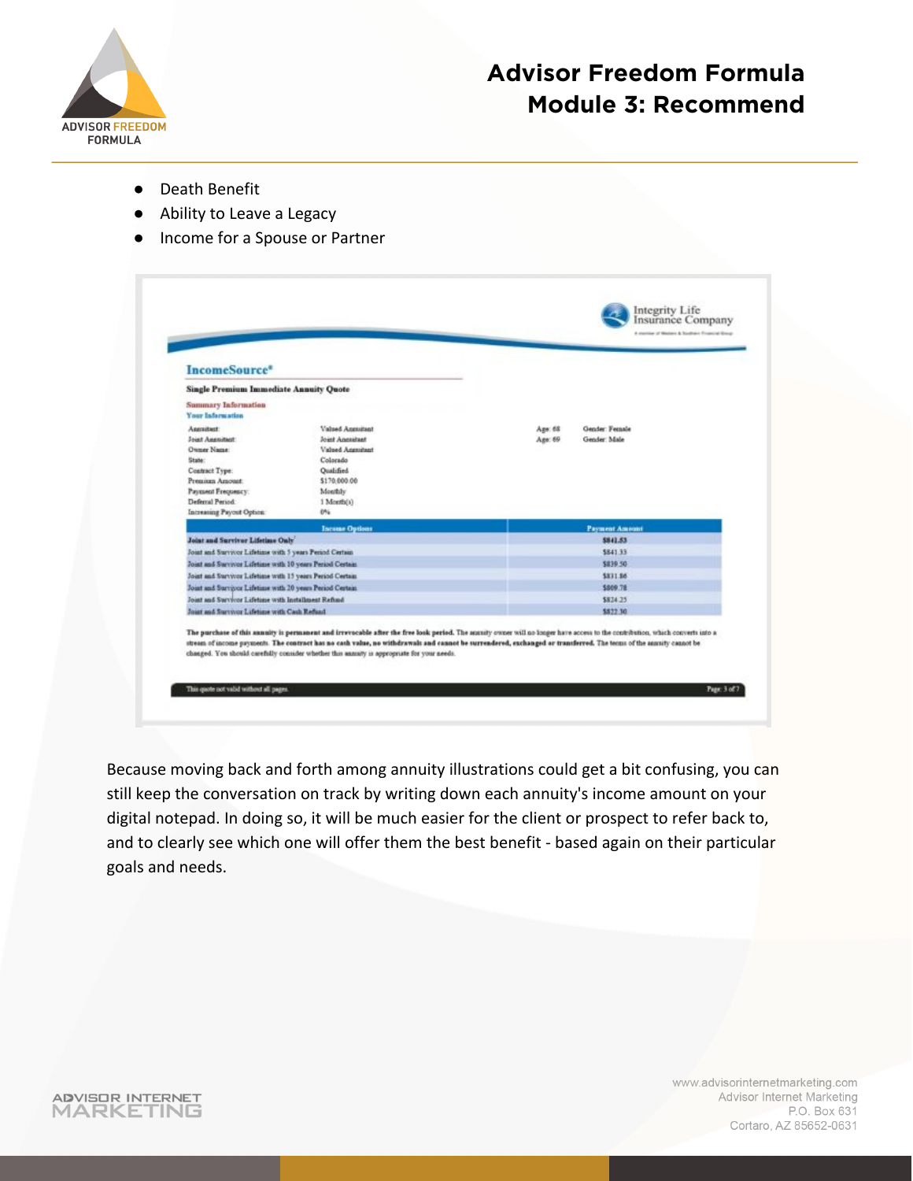- Death Benefit
- Ability to Leave a Legacy
- Income for a Spouse or Partner

Integrity Life Insurance Company

A member of Western & Southern Financial Group

**IncomeSource®**

**Single Premium Immediate Annuity Quote**

**Summary Information**

**Your Information**

| | | | |
|---|---|---|---|
| Annuitant: | Valued Annuitant | Age: 68 | Gender: Female |
| Joint Annuitant: | Joint Annuitant | Age: 69 | Gender: Male |
| Owner Name: | Valued Annuitant | | |
| State: | Colorado | | |
| Contract Type: | Qualified | | |
| Premium Amount: | $170,000.00 | | |
| Payment Frequency: | Monthly | | |
| Deferral Period: | 1 Month(s) | | |
| Increasing Payout Option: | 0% | | |

| Income Options | Payment Amount |
|---|---|
| **Joint and Survivor Lifetime Only** | **$841.53** |
| Joint and Survivor Lifetime with 5 years Period Certain | $841.33 |
| Joint and Survivor Lifetime with 10 years Period Certain | $839.50 |
| Joint and Survivor Lifetime with 15 years Period Certain | $831.86 |
| Joint and Survivor Lifetime with 20 years Period Certain | $809.78 |
| Joint and Survivor Lifetime with Installment Refund | $824.25 |
| Joint and Survivor Lifetime with Cash Refund | $822.30 |

**The purchase of this annuity is permanent and irrevocable after the free look period.** The annuity owner will no longer have access to the contribution, which converts into a stream of income payments. **The contract has no cash value, no withdrawals and cannot be surrendered, exchanged or transferred.** The terms of the annuity cannot be changed. You should carefully consider whether this annuity is appropriate for your needs.

This quote not valid without all pages.

Because moving back and forth among annuity illustrations could get a bit confusing, you can still keep the conversation on track by writing down each annuity's income amount on your digital notepad. In doing so, it will be much easier for the client or prospect to refer back to, and to clearly see which one will offer them the best benefit - based again on their particular goals and needs.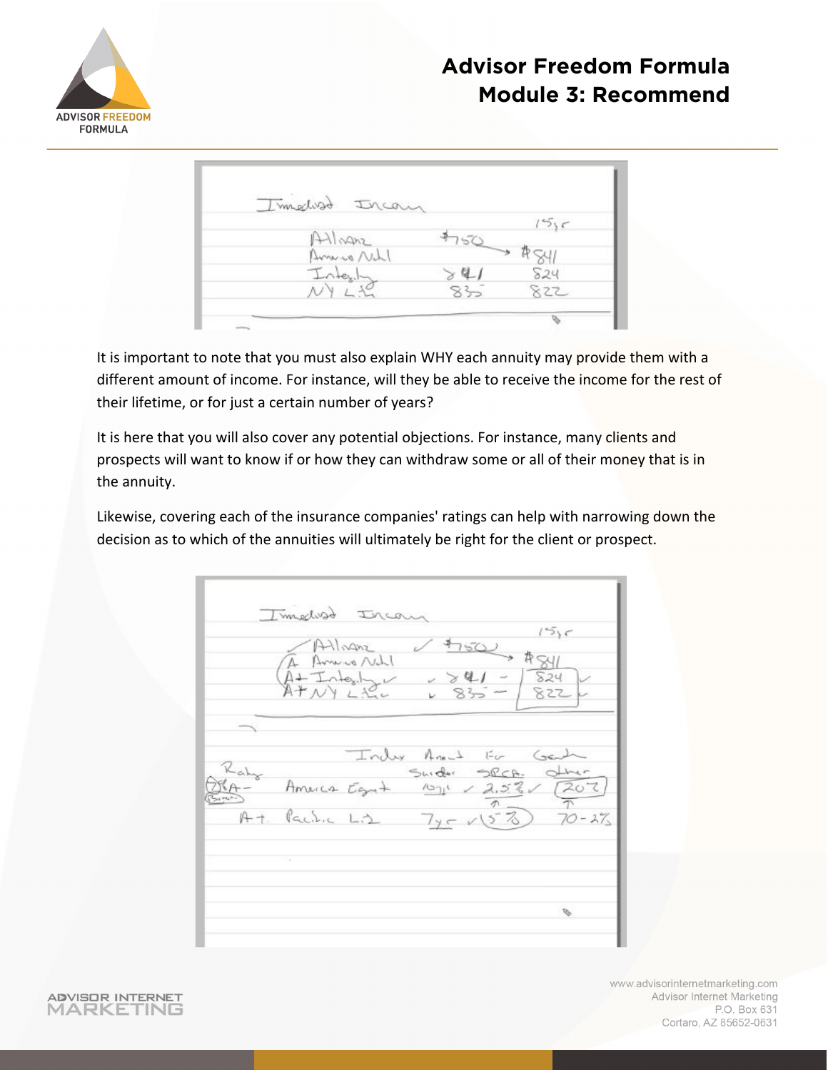It is important to note that you must also explain WHY each annuity may provide them with a different amount of income. For instance, will they be able to receive the income for the rest of their lifetime, or for just a certain number of years?

It is here that you will also cover any potential objections. For instance, many clients and prospects will want to know if or how they can withdraw some or all of their money that is in the annuity.

Likewise, covering each of the insurance companies' ratings can help with narrowing down the decision as to which of the annuities will ultimately be right for the client or prospect.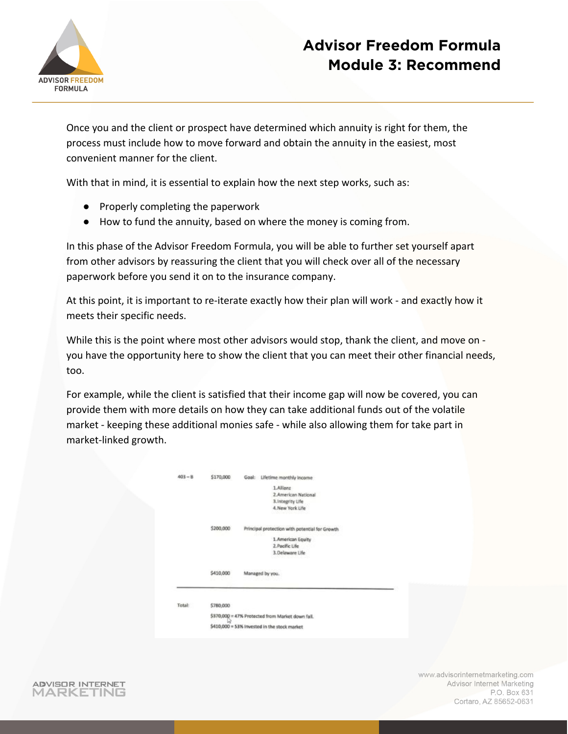# Advisor Freedom Formula
## Module 3: Recommend

Once you and the client or prospect have determined which annuity is right for them, the process must include how to move forward and obtain the annuity in the easiest, most convenient manner for the client.

With that in mind, it is essential to explain how the next step works, such as:

- Properly completing the paperwork
- How to fund the annuity, based on where the money is coming from.

In this phase of the Advisor Freedom Formula, you will be able to further set yourself apart from other advisors by reassuring the client that you will check over all of the necessary paperwork before you send it on to the insurance company.

At this point, it is important to re-iterate exactly how their plan will work - and exactly how it meets their specific needs.

While this is the point where most other advisors would stop, thank the client, and move on - you have the opportunity here to show the client that you can meet their other financial needs, too.

For example, while the client is satisfied that their income gap will now be covered, you can provide them with more details on how they can take additional funds out of the volatile market - keeping these additional monies safe - while also allowing them for take part in market-linked growth.

| | | |
|---|---|---|
| 403 – B | $170,000 | Goal: Lifetime monthly income<br>1.Allianz<br>2.American National<br>3.Integrity Life<br>4.New York Life |
| | $200,000 | Principal protection with potential for Growth<br>1.American Equity<br>2.Pacific Life<br>3.Delaware Life |
| | $410,000 | Managed by you. |
| Total: | $780,000 | |
| | $370,000 = 47% Protected from Market down fall. | |
| | $410,000 = 53% invested in the stock market | |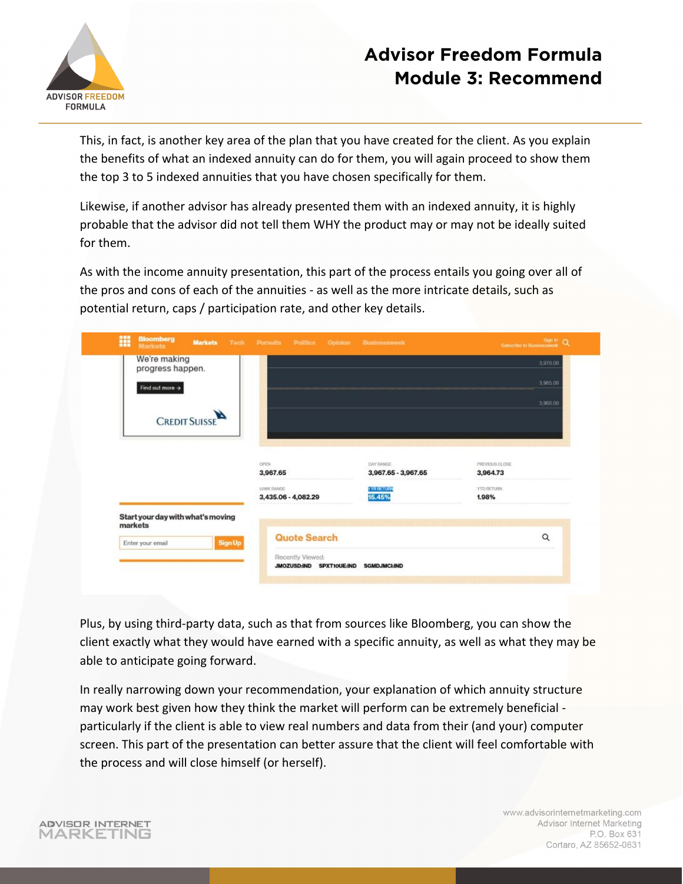This, in fact, is another key area of the plan that you have created for the client. As you explain the benefits of what an indexed annuity can do for them, you will again proceed to show them the top 3 to 5 indexed annuities that you have chosen specifically for them.

Likewise, if another advisor has already presented them with an indexed annuity, it is highly probable that the advisor did not tell them WHY the product may or may not be ideally suited for them.

As with the income annuity presentation, this part of the process entails you going over all of the pros and cons of each of the annuities - as well as the more intricate details, such as potential return, caps / participation rate, and other key details.

Plus, by using third-party data, such as that from sources like Bloomberg, you can show the client exactly what they would have earned with a specific annuity, as well as what they may be able to anticipate going forward.

In really narrowing down your recommendation, your explanation of which annuity structure may work best given how they think the market will perform can be extremely beneficial - particularly if the client is able to view real numbers and data from their (and your) computer screen. This part of the presentation can better assure that the client will feel comfortable with the process and will close himself (or herself).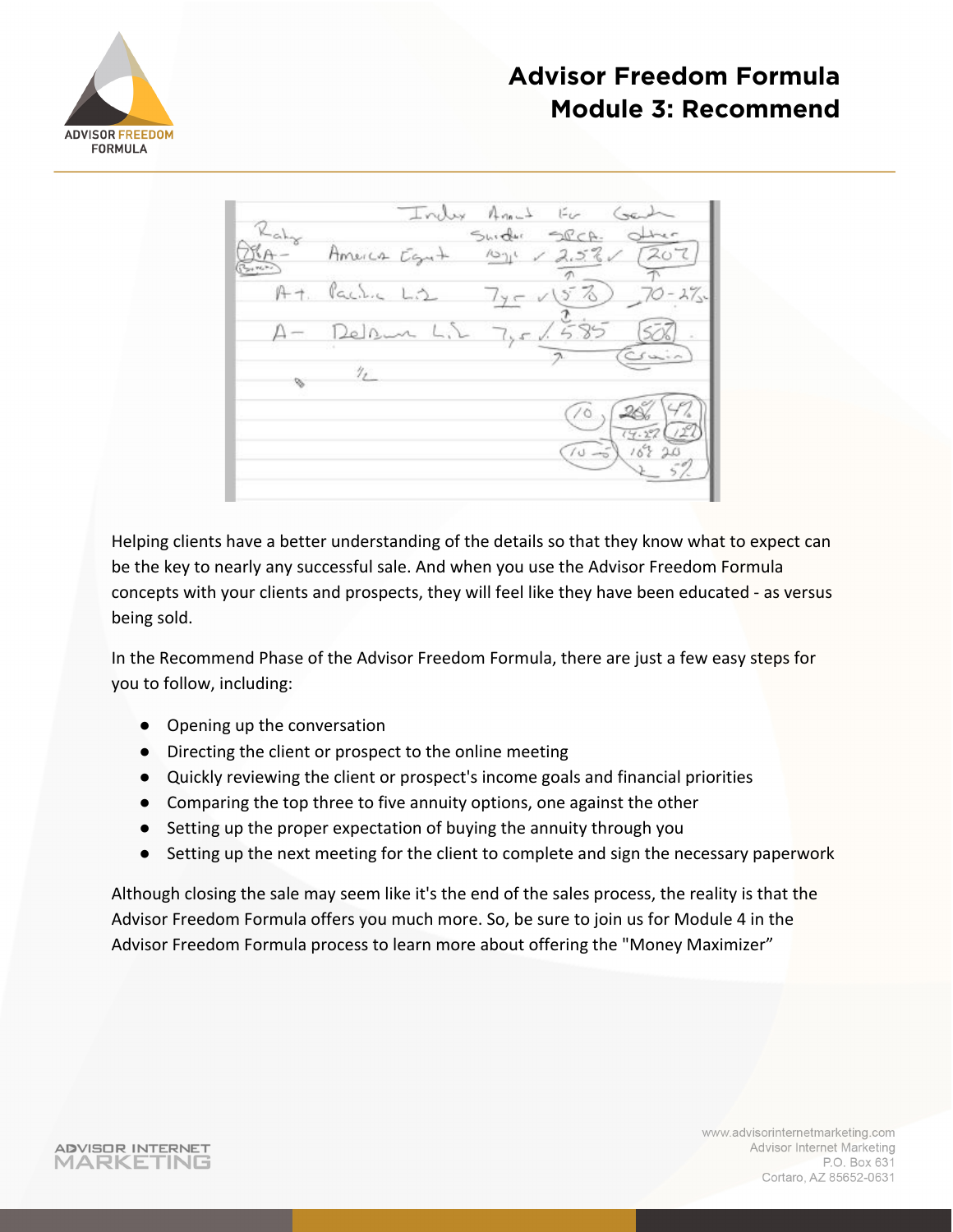## Advisor Freedom Formula
## Module 3: Recommend

Helping clients have a better understanding of the details so that they know what to expect can be the key to nearly any successful sale. And when you use the Advisor Freedom Formula concepts with your clients and prospects, they will feel like they have been educated - as versus being sold.

In the Recommend Phase of the Advisor Freedom Formula, there are just a few easy steps for you to follow, including:

- Opening up the conversation
- Directing the client or prospect to the online meeting
- Quickly reviewing the client or prospect's income goals and financial priorities
- Comparing the top three to five annuity options, one against the other
- Setting up the proper expectation of buying the annuity through you
- Setting up the next meeting for the client to complete and sign the necessary paperwork

Although closing the sale may seem like it's the end of the sales process, the reality is that the Advisor Freedom Formula offers you much more. So, be sure to join us for Module 4 in the Advisor Freedom Formula process to learn more about offering the "Money Maximizer”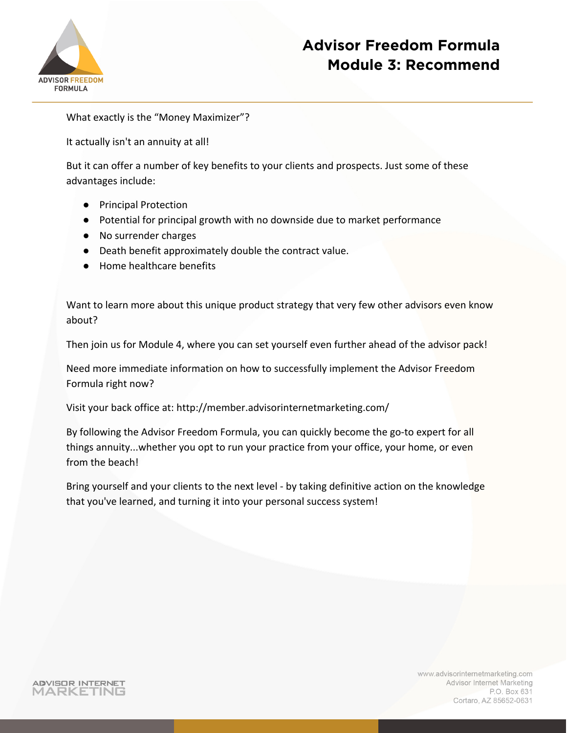What exactly is the "Money Maximizer"?

It actually isn't an annuity at all!

But it can offer a number of key benefits to your clients and prospects. Just some of these advantages include:

- Principal Protection
- Potential for principal growth with no downside due to market performance
- No surrender charges
- Death benefit approximately double the contract value.
- Home healthcare benefits

Want to learn more about this unique product strategy that very few other advisors even know about?

Then join us for Module 4, where you can set yourself even further ahead of the advisor pack!

Need more immediate information on how to successfully implement the Advisor Freedom Formula right now?

Visit your back office at: http://member.advisorinternetmarketing.com/

By following the Advisor Freedom Formula, you can quickly become the go-to expert for all things annuity...whether you opt to run your practice from your office, your home, or even from the beach!

Bring yourself and your clients to the next level - by taking definitive action on the knowledge that you've learned, and turning it into your personal success system!